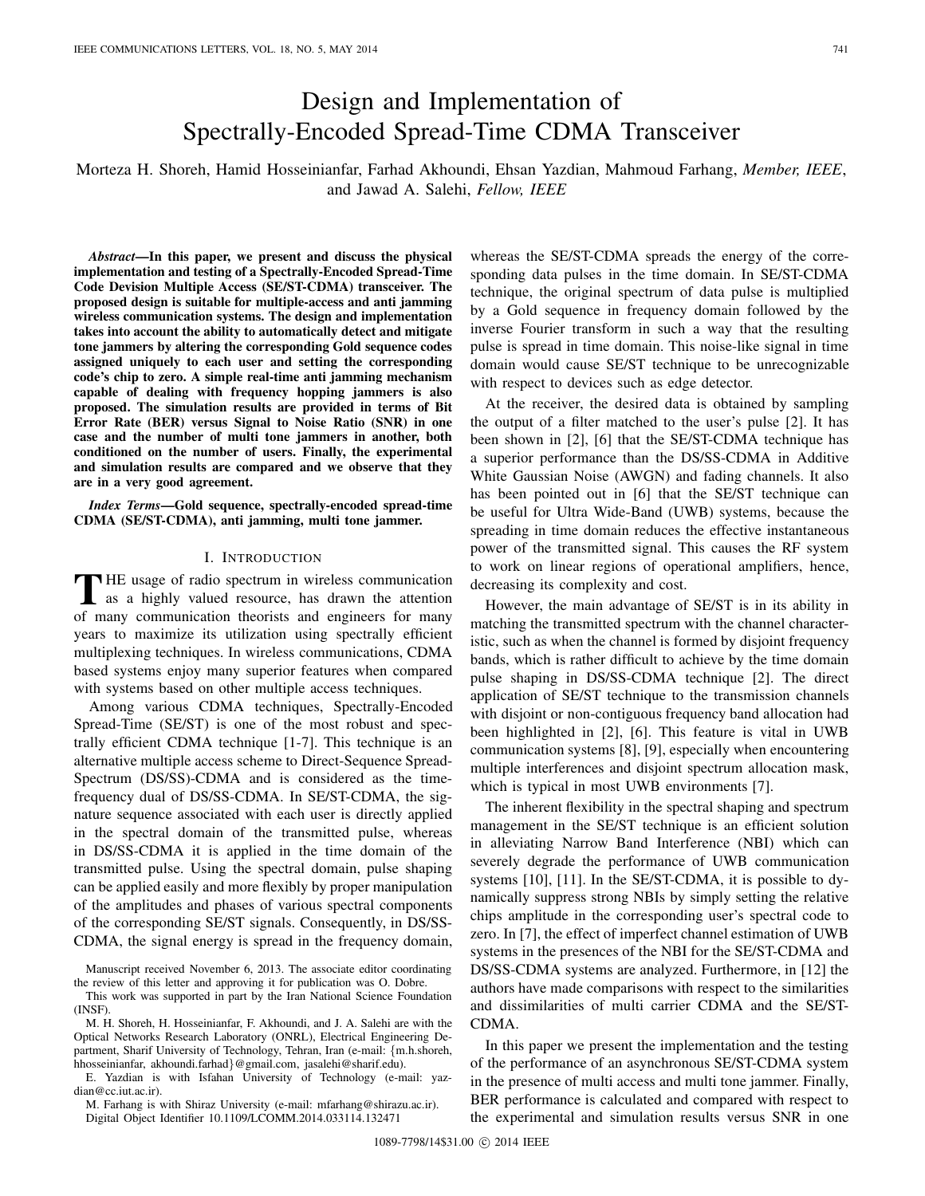# Design and Implementation of Spectrally-Encoded Spread-Time CDMA Transceiver

Morteza H. Shoreh, Hamid Hosseinianfar, Farhad Akhoundi, Ehsan Yazdian, Mahmoud Farhang, *Member, IEEE*, and Jawad A. Salehi, *Fellow, IEEE*

***Abstract*—In this paper, we present and discuss the physical implementation and testing of a Spectrally-Encoded Spread-Time Code Devision Multiple Access (SE/ST-CDMA) transceiver. The proposed design is suitable for multiple-access and anti jamming wireless communication systems. The design and implementation takes into account the ability to automatically detect and mitigate tone jammers by altering the corresponding Gold sequence codes assigned uniquely to each user and setting the corresponding code's chip to zero. A simple real-time anti jamming mechanism capable of dealing with frequency hopping jammers is also proposed. The simulation results are provided in terms of Bit Error Rate (BER) versus Signal to Noise Ratio (SNR) in one case and the number of multi tone jammers in another, both conditioned on the number of users. Finally, the experimental and simulation results are compared and we observe that they are in a very good agreement.**

***Index Terms*—Gold sequence, spectrally-encoded spread-time CDMA (SE/ST-CDMA), anti jamming, multi tone jammer.**

## I. Introduction

The usage of radio spectrum in wireless communication as a highly valued resource, has drawn the attention of many communication theorists and engineers for many years to maximize its utilization using spectrally efficient multiplexing techniques. In wireless communications, CDMA based systems enjoy many superior features when compared with systems based on other multiple access techniques.

Among various CDMA techniques, Spectrally-Encoded Spread-Time (SE/ST) is one of the most robust and spectrally efficient CDMA technique [1-7]. This technique is an alternative multiple access scheme to Direct-Sequence Spread-Spectrum (DS/SS)-CDMA and is considered as the time-frequency dual of DS/SS-CDMA. In SE/ST-CDMA, the signature sequence associated with each user is directly applied in the spectral domain of the transmitted pulse, whereas in DS/SS-CDMA it is applied in the time domain of the transmitted pulse. Using the spectral domain, pulse shaping can be applied easily and more flexibly by proper manipulation of the amplitudes and phases of various spectral components of the corresponding SE/ST signals. Consequently, in DS/SS-CDMA, the signal energy is spread in the frequency domain, whereas the SE/ST-CDMA spreads the energy of the corresponding data pulses in the time domain. In SE/ST-CDMA technique, the original spectrum of data pulse is multiplied by a Gold sequence in frequency domain followed by the inverse Fourier transform in such a way that the resulting pulse is spread in time domain. This noise-like signal in time domain would cause SE/ST technique to be unrecognizable with respect to devices such as edge detector.

At the receiver, the desired data is obtained by sampling the output of a filter matched to the user's pulse [2]. It has been shown in [2], [6] that the SE/ST-CDMA technique has a superior performance than the DS/SS-CDMA in Additive White Gaussian Noise (AWGN) and fading channels. It also has been pointed out in [6] that the SE/ST technique can be useful for Ultra Wide-Band (UWB) systems, because the spreading in time domain reduces the effective instantaneous power of the transmitted signal. This causes the RF system to work on linear regions of operational amplifiers, hence, decreasing its complexity and cost.

However, the main advantage of SE/ST is in its ability in matching the transmitted spectrum with the channel characteristic, such as when the channel is formed by disjoint frequency bands, which is rather difficult to achieve by the time domain pulse shaping in DS/SS-CDMA technique [2]. The direct application of SE/ST technique to the transmission channels with disjoint or non-contiguous frequency band allocation had been highlighted in [2], [6]. This feature is vital in UWB communication systems [8], [9], especially when encountering multiple interferences and disjoint spectrum allocation mask, which is typical in most UWB environments [7].

The inherent flexibility in the spectral shaping and spectrum management in the SE/ST technique is an efficient solution in alleviating Narrow Band Interference (NBI) which can severely degrade the performance of UWB communication systems [10], [11]. In the SE/ST-CDMA, it is possible to dynamically suppress strong NBIs by simply setting the relative chips amplitude in the corresponding user's spectral code to zero. In [7], the effect of imperfect channel estimation of UWB systems in the presences of the NBI for the SE/ST-CDMA and DS/SS-CDMA systems are analyzed. Furthermore, in [12] the authors have made comparisons with respect to the similarities and dissimilarities of multi carrier CDMA and the SE/ST-CDMA.

In this paper we present the implementation and the testing of the performance of an asynchronous SE/ST-CDMA system in the presence of multi access and multi tone jammer. Finally, BER performance is calculated and compared with respect to the experimental and simulation results versus SNR in one

Manuscript received November 6, 2013. The associate editor coordinating the review of this letter and approving it for publication was O. Dobre.

This work was supported in part by the Iran National Science Foundation (INSF).

M. H. Shoreh, H. Hosseinianfar, F. Akhoundi, and J. A. Salehi are with the Optical Networks Research Laboratory (ONRL), Electrical Engineering Department, Sharif University of Technology, Tehran, Iran (e-mail: {m.h.shoreh, hhosseinianfar, akhoundi.farhad}@gmail.com, jasalehi@sharif.edu).

E. Yazdian is with Isfahan University of Technology (e-mail: yazdian@cc.iut.ac.ir).

M. Farhang is with Shiraz University (e-mail: mfarhang@shirazu.ac.ir).

Digital Object Identifier 10.1109/LCOMM.2014.033114.132471

1089-7798/14$31.00 © 2014 IEEE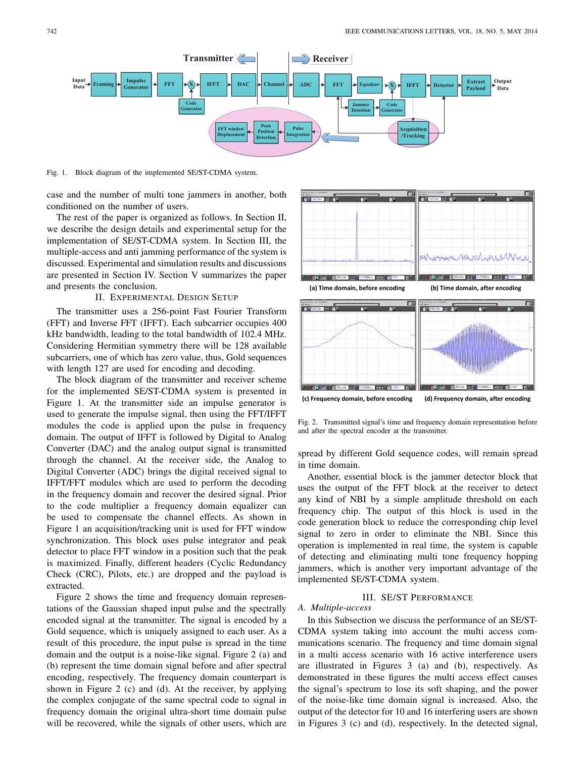Fig. 1. Block diagram of the implemented SE/ST-CDMA system.

case and the number of multi tone jammers in another, both conditioned on the number of users.

The rest of the paper is organized as follows. In Section II, we describe the design details and experimental setup for the implementation of SE/ST-CDMA system. In Section III, the multiple-access and anti jamming performance of the system is discussed. Experimental and simulation results and discussions are presented in Section IV. Section V summarizes the paper and presents the conclusion.

## II. Experimental Design Setup

The transmitter uses a 256-point Fast Fourier Transform (FFT) and Inverse FFT (IFFT). Each subcarrier occupies 400 kHz bandwidth, leading to the total bandwidth of 102.4 MHz. Considering Hermitian symmetry there will be 128 available subcarriers, one of which has zero value, thus, Gold sequences with length 127 are used for encoding and decoding.

The block diagram of the transmitter and receiver scheme for the implemented SE/ST-CDMA system is presented in Figure 1. At the transmitter side an impulse generator is used to generate the impulse signal, then using the FFT/IFFT modules the code is applied upon the pulse in frequency domain. The output of IFFT is followed by Digital to Analog Converter (DAC) and the analog output signal is transmitted through the channel. At the receiver side, the Analog to Digital Converter (ADC) brings the digital received signal to IFFT/FFT modules which are used to perform the decoding in the frequency domain and recover the desired signal. Prior to the code multiplier a frequency domain equalizer can be used to compensate the channel effects. As shown in Figure 1 an acquisition/tracking unit is used for FFT window synchronization. This block uses pulse integrator and peak detector to place FFT window in a position such that the peak is maximized. Finally, different headers (Cyclic Redundancy Check (CRC), Pilots, etc.) are dropped and the payload is extracted.

Figure 2 shows the time and frequency domain representations of the Gaussian shaped input pulse and the spectrally encoded signal at the transmitter. The signal is encoded by a Gold sequence, which is uniquely assigned to each user. As a result of this procedure, the input pulse is spread in the time domain and the output is a noise-like signal. Figure 2 (a) and (b) represent the time domain signal before and after spectral encoding, respectively. The frequency domain counterpart is shown in Figure 2 (c) and (d). At the receiver, by applying the complex conjugate of the same spectral code to signal in frequency domain the original ultra-short time domain pulse will be recovered, while the signals of other users, which are spread by different Gold sequence codes, will remain spread in time domain.

(a) Time domain, before encoding (b) Time domain, after encoding (c) Frequency domain, before encoding (d) Frequency domain, after encoding

Fig. 2. Transmitted signal's time and frequency domain representation before and after the spectral encoder at the transmitter.

Another, essential block is the jammer detector block that uses the output of the FFT block at the receiver to detect any kind of NBI by a simple amplitude threshold on each frequency chip. The output of this block is used in the code generation block to reduce the corresponding chip level signal to zero in order to eliminate the NBI. Since this operation is implemented in real time, the system is capable of detecting and eliminating multi tone frequency hopping jammers, which is another very important advantage of the implemented SE/ST-CDMA system.

## III. SE/ST Performance

### A. *Multiple-access*

In this Subsection we discuss the performance of an SE/ST-CDMA system taking into account the multi access communications scenario. The frequency and time domain signal in a multi access scenario with 16 active interference users are illustrated in Figures 3 (a) and (b), respectively. As demonstrated in these figures the multi access effect causes the signal's spectrum to lose its soft shaping, and the power of the noise-like time domain signal is increased. Also, the output of the detector for 10 and 16 interfering users are shown in Figures 3 (c) and (d), respectively. In the detected signal,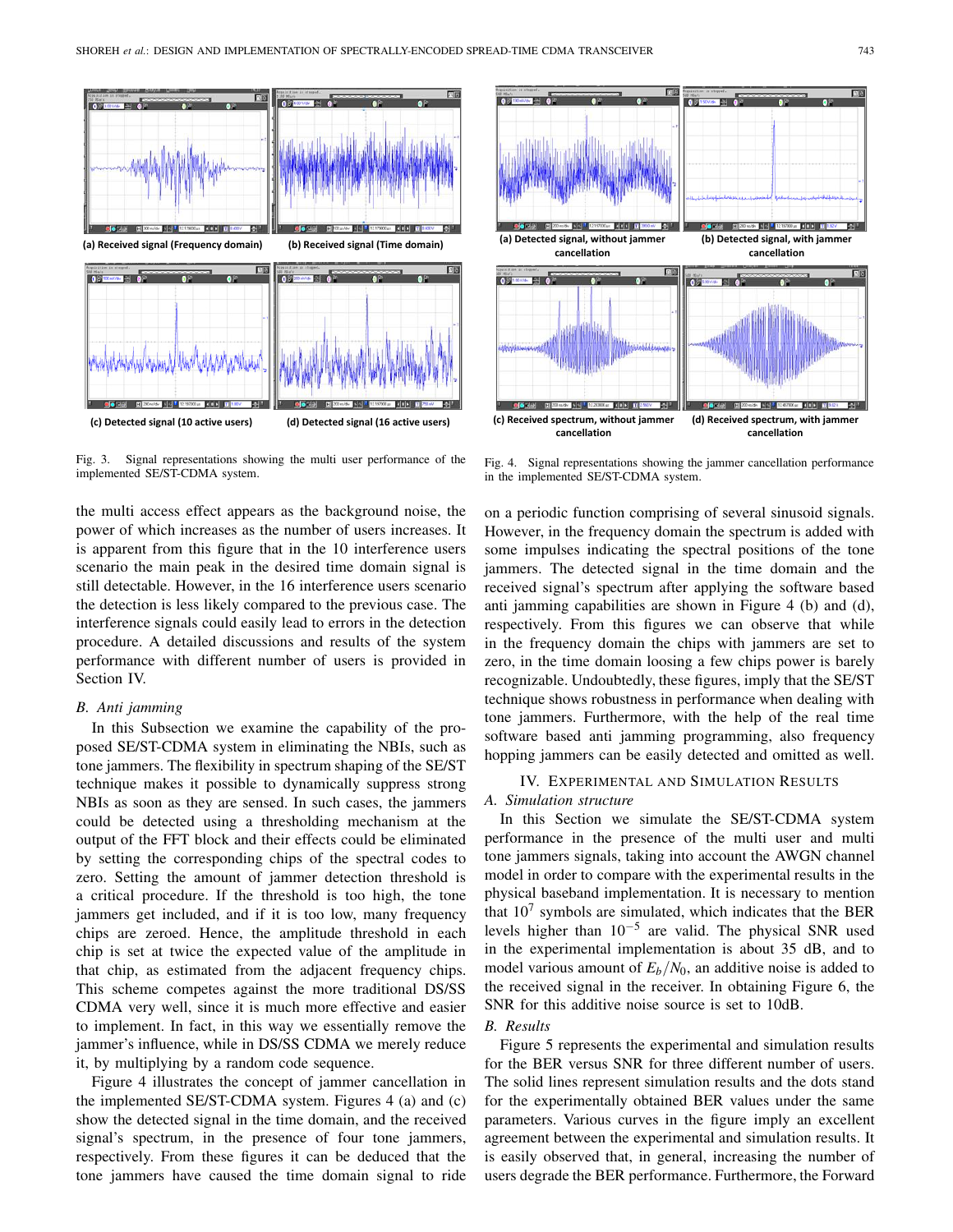(a) Received signal (Frequency domain)

(b) Received signal (Time domain)

(c) Detected signal (10 active users)

(d) Detected signal (16 active users)

Fig. 3. Signal representations showing the multi user performance of the implemented SE/ST-CDMA system.

(a) Detected signal, without jammer cancellation

(b) Detected signal, with jammer cancellation

(c) Received spectrum, without jammer cancellation

(d) Received spectrum, with jammer cancellation

Fig. 4. Signal representations showing the jammer cancellation performance in the implemented SE/ST-CDMA system.

the multi access effect appears as the background noise, the power of which increases as the number of users increases. It is apparent from this figure that in the 10 interference users scenario the main peak in the desired time domain signal is still detectable. However, in the 16 interference users scenario the detection is less likely compared to the previous case. The interference signals could easily lead to errors in the detection procedure. A detailed discussions and results of the system performance with different number of users is provided in Section IV.

### B. Anti jamming

In this Subsection we examine the capability of the proposed SE/ST-CDMA system in eliminating the NBIs, such as tone jammers. The flexibility in spectrum shaping of the SE/ST technique makes it possible to dynamically suppress strong NBIs as soon as they are sensed. In such cases, the jammers could be detected using a thresholding mechanism at the output of the FFT block and their effects could be eliminated by setting the corresponding chips of the spectral codes to zero. Setting the amount of jammer detection threshold is a critical procedure. If the threshold is too high, the tone jammers get included, and if it is too low, many frequency chips are zeroed. Hence, the amplitude threshold in each chip is set at twice the expected value of the amplitude in that chip, as estimated from the adjacent frequency chips. This scheme competes against the more traditional DS/SS CDMA very well, since it is much more effective and easier to implement. In fact, in this way we essentially remove the jammer's influence, while in DS/SS CDMA we merely reduce it, by multiplying by a random code sequence.

Figure 4 illustrates the concept of jammer cancellation in the implemented SE/ST-CDMA system. Figures 4 (a) and (c) show the detected signal in the time domain, and the received signal's spectrum, in the presence of four tone jammers, respectively. From these figures it can be deduced that the tone jammers have caused the time domain signal to ride on a periodic function comprising of several sinusoid signals. However, in the frequency domain the spectrum is added with some impulses indicating the spectral positions of the tone jammers. The detected signal in the time domain and the received signal's spectrum after applying the software based anti jamming capabilities are shown in Figure 4 (b) and (d), respectively. From this figures we can observe that while in the frequency domain the chips with jammers are set to zero, in the time domain loosing a few chips power is barely recognizable. Undoubtedly, these figures, imply that the SE/ST technique shows robustness in performance when dealing with tone jammers. Furthermore, with the help of the real time software based anti jamming programming, also frequency hopping jammers can be easily detected and omitted as well.

## IV. Experimental and Simulation Results

### A. Simulation structure

In this Section we simulate the SE/ST-CDMA system performance in the presence of the multi user and multi tone jammers signals, taking into account the AWGN channel model in order to compare with the experimental results in the physical baseband implementation. It is necessary to mention that $10^7$ symbols are simulated, which indicates that the BER levels higher than $10^{-5}$ are valid. The physical SNR used in the experimental implementation is about 35 dB, and to model various amount of $E_b/N_0$, an additive noise is added to the received signal in the receiver. In obtaining Figure 6, the SNR for this additive noise source is set to 10dB.

### B. Results

Figure 5 represents the experimental and simulation results for the BER versus SNR for three different number of users. The solid lines represent simulation results and the dots stand for the experimentally obtained BER values under the same parameters. Various curves in the figure imply an excellent agreement between the experimental and simulation results. It is easily observed that, in general, increasing the number of users degrade the BER performance. Furthermore, the Forward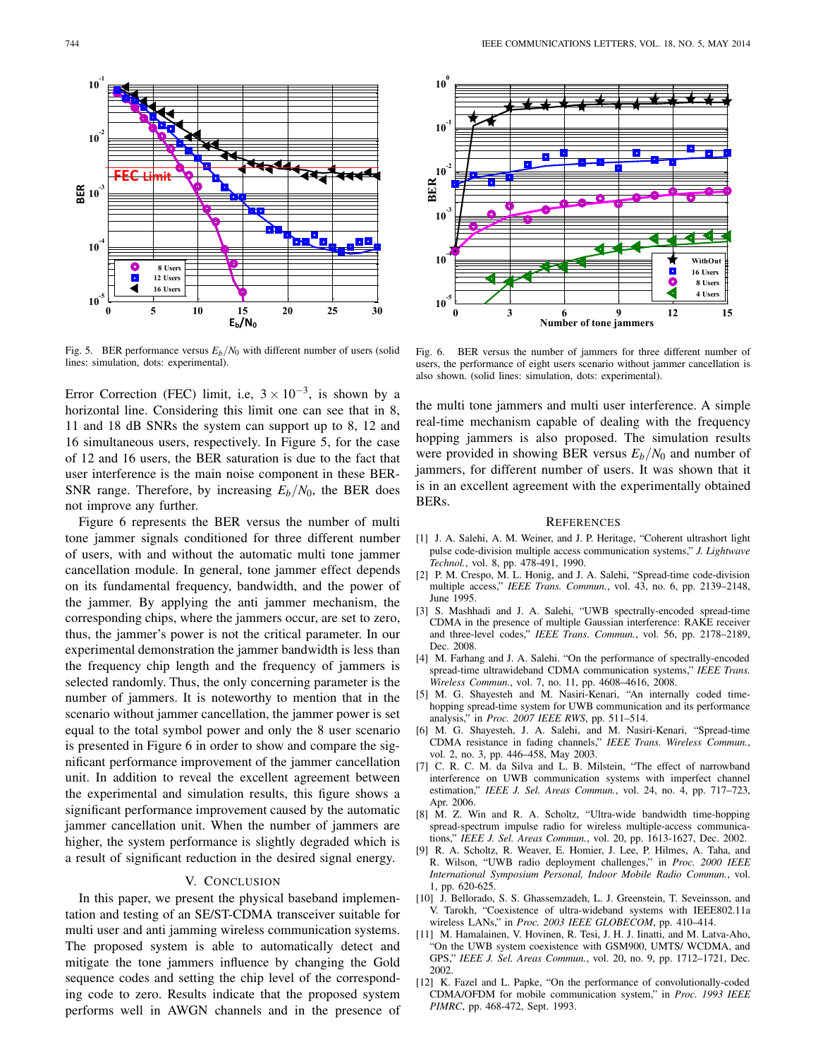10^-1
10^-2
10^-3
10^-4
10^-5
BER
FEC Limit
0 5 10 15 20 25 30
$E_b/N_0$
8 Users
12 Users
16 Users

Fig. 5. BER performance versus $E_b/N_0$ with different number of users (solid lines: simulation, dots: experimental).

10^0
10^-1
10^-2
10^-3
10^-4
10^-5
BER
0 3 6 9 12 15
Number of tone jammers
WithOut
16 Users
8 Users
4 Users

Fig. 6. BER versus the number of jammers for three different number of users, the performance of eight users scenario without jammer cancellation is also shown. (solid lines: simulation, dots: experimental).

Error Correction (FEC) limit, i.e, $3 \times 10^{-3}$, is shown by a horizontal line. Considering this limit one can see that in 8, 11 and 18 dB SNRs the system can support up to 8, 12 and 16 simultaneous users, respectively. In Figure 5, for the case of 12 and 16 users, the BER saturation is due to the fact that user interference is the main noise component in these BER-SNR range. Therefore, by increasing $E_b/N_0$, the BER does not improve any further.

Figure 6 represents the BER versus the number of multi tone jammer signals conditioned for three different number of users, with and without the automatic multi tone jammer cancellation module. In general, tone jammer effect depends on its fundamental frequency, bandwidth, and the power of the jammer. By applying the anti jammer mechanism, the corresponding chips, where the jammers occur, are set to zero, thus, the jammer's power is not the critical parameter. In our experimental demonstration the jammer bandwidth is less than the frequency chip length and the frequency of jammers is selected randomly. Thus, the only concerning parameter is the number of jammers. It is noteworthy to mention that in the scenario without jammer cancellation, the jammer power is set equal to the total symbol power and only the 8 user scenario is presented in Figure 6 in order to show and compare the significant performance improvement of the jammer cancellation unit. In addition to reveal the excellent agreement between the experimental and simulation results, this figure shows a significant performance improvement caused by the automatic jammer cancellation unit. When the number of jammers are higher, the system performance is slightly degraded which is a result of significant reduction in the desired signal energy.

## V. Conclusion

In this paper, we present the physical baseband implementation and testing of an SE/ST-CDMA transceiver suitable for multi user and anti jamming wireless communication systems. The proposed system is able to automatically detect and mitigate the tone jammers influence by changing the Gold sequence codes and setting the chip level of the corresponding code to zero. Results indicate that the proposed system performs well in AWGN channels and in the presence of the multi tone jammers and multi user interference. A simple real-time mechanism capable of dealing with the frequency hopping jammers is also proposed. The simulation results were provided in showing BER versus $E_b/N_0$ and number of jammers, for different number of users. It was shown that it is in an excellent agreement with the experimentally obtained BERs.

## References

[1] J. A. Salehi, A. M. Weiner, and J. P. Heritage, "Coherent ultrashort light pulse code-division multiple access communication systems," *J. Lightwave Technol.*, vol. 8, pp. 478-491, 1990.

[2] P. M. Crespo, M. L. Honig, and J. A. Salehi, "Spread-time code-division multiple access," *IEEE Trans. Commun.*, vol. 43, no. 6, pp. 2139–2148, June 1995.

[3] S. Mashhadi and J. A. Salehi, "UWB spectrally-encoded spread-time CDMA in the presence of multiple Gaussian interference: RAKE receiver and three-level codes," *IEEE Trans. Commun.*, vol. 56, pp. 2178–2189, Dec. 2008.

[4] M. Farhang and J. A. Salehi. "On the performance of spectrally-encoded spread-time ultrawideband CDMA communication systems," *IEEE Trans. Wireless Commun.*, vol. 7, no. 11, pp. 4608–4616, 2008.

[5] M. G. Shayesteh and M. Nasiri-Kenari, "An internally coded time-hopping spread-time system for UWB communication and its performance analysis," in *Proc. 2007 IEEE RWS*, pp. 511–514.

[6] M. G. Shayesteh, J. A. Salehi, and M. Nasiri-Kenari, "Spread-time CDMA resistance in fading channels," *IEEE Trans. Wireless Commun.*, vol. 2, no. 3, pp. 446–458, May 2003.

[7] C. R. C. M. da Silva and L. B. Milstein, "The effect of narrowband interference on UWB communication systems with imperfect channel estimation," *IEEE J. Sel. Areas Commun.*, vol. 24, no. 4, pp. 717–723, Apr. 2006.

[8] M. Z. Win and R. A. Scholtz, "Ultra-wide bandwidth time-hopping spread-spectrum impulse radio for wireless multiple-access communications," *IEEE J. Sel. Areas Commun.*, vol. 20, pp. 1613-1627, Dec. 2002.

[9] R. A. Scholtz, R. Weaver, E. Homier, J. Lee, P. Hilmes, A. Taha, and R. Wilson, "UWB radio deployment challenges," in *Proc. 2000 IEEE International Symposium Personal, Indoor Mobile Radio Commun.*, vol. 1, pp. 620-625.

[10] J. Bellorado, S. S. Ghassemzadeh, L. J. Greenstein, T. Seveinsson, and V. Tarokh, "Coexistence of ultra-wideband systems with IEEE802.11a wireless LANs," in *Proc. 2003 IEEE GLOBECOM*, pp. 410–414.

[11] M. Hamalainen, V. Hovinen, R. Tesi, J. H. J. Iinatti, and M. Latva-Aho, "On the UWB system coexistence with GSM900, UMTS/ WCDMA, and GPS," *IEEE J. Sel. Areas Commun.*, vol. 20, no. 9, pp. 1712–1721, Dec. 2002.

[12] K. Fazel and L. Papke, "On the performance of convolutionally-coded CDMA/OFDM for mobile communication system," in *Proc. 1993 IEEE PIMRC*, pp. 468-472, Sept. 1993.